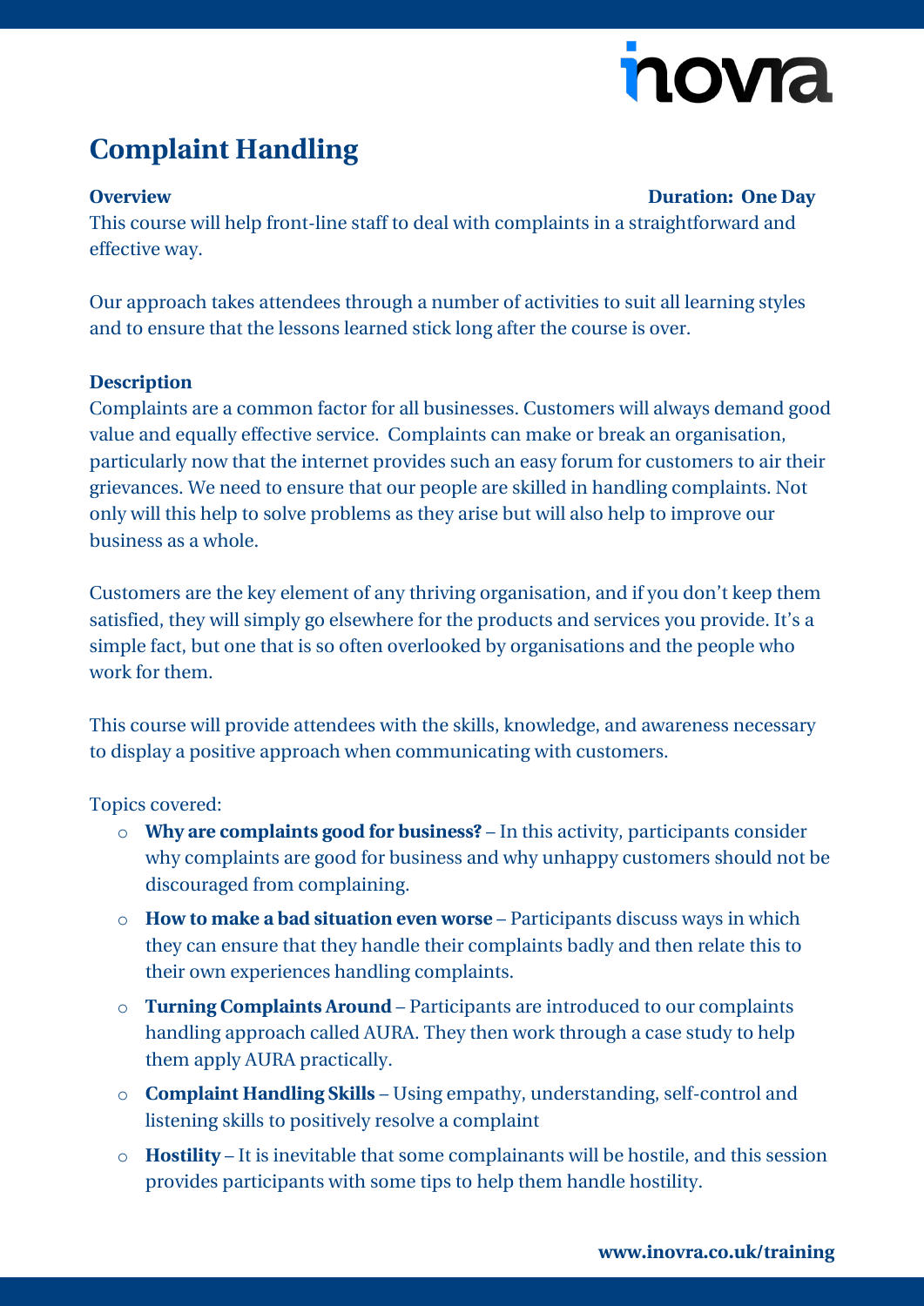# Complaint Handling

**Overview** **Duration: One Day**

This course will help front-line staff to deal with complaints in a straightforward and effective way.

Our approach takes attendees through a number of activities to suit all learning styles and to ensure that the lessons learned stick long after the course is over.

**Description**

Complaints are a common factor for all businesses. Customers will always demand good value and equally effective service. Complaints can make or break an organisation, particularly now that the internet provides such an easy forum for customers to air their grievances. We need to ensure that our people are skilled in handling complaints. Not only will this help to solve problems as they arise but will also help to improve our business as a whole.

Customers are the key element of any thriving organisation, and if you don't keep them satisfied, they will simply go elsewhere for the products and services you provide. It's a simple fact, but one that is so often overlooked by organisations and the people who work for them.

This course will provide attendees with the skills, knowledge, and awareness necessary to display a positive approach when communicating with customers.

Topics covered:

- **Why are complaints good for business?** – In this activity, participants consider why complaints are good for business and why unhappy customers should not be discouraged from complaining.
- **How to make a bad situation even worse** – Participants discuss ways in which they can ensure that they handle their complaints badly and then relate this to their own experiences handling complaints.
- **Turning Complaints Around** – Participants are introduced to our complaints handling approach called AURA. They then work through a case study to help them apply AURA practically.
- **Complaint Handling Skills** – Using empathy, understanding, self-control and listening skills to positively resolve a complaint
- **Hostility** – It is inevitable that some complainants will be hostile, and this session provides participants with some tips to help them handle hostility.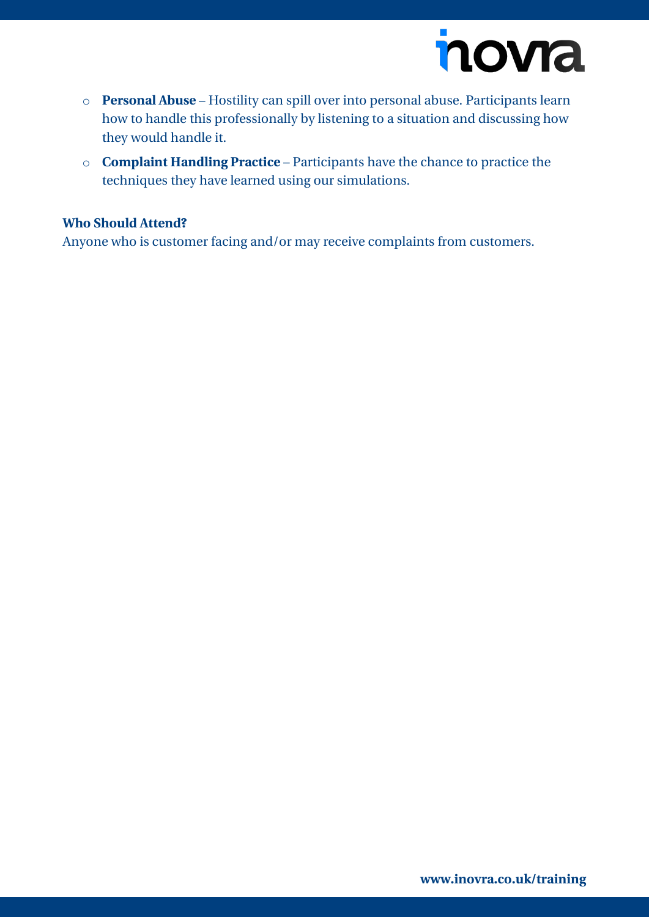- **Personal Abuse** – Hostility can spill over into personal abuse. Participants learn how to handle this professionally by listening to a situation and discussing how they would handle it.
- **Complaint Handling Practice** – Participants have the chance to practice the techniques they have learned using our simulations.

**Who Should Attend?**
Anyone who is customer facing and/or may receive complaints from customers.